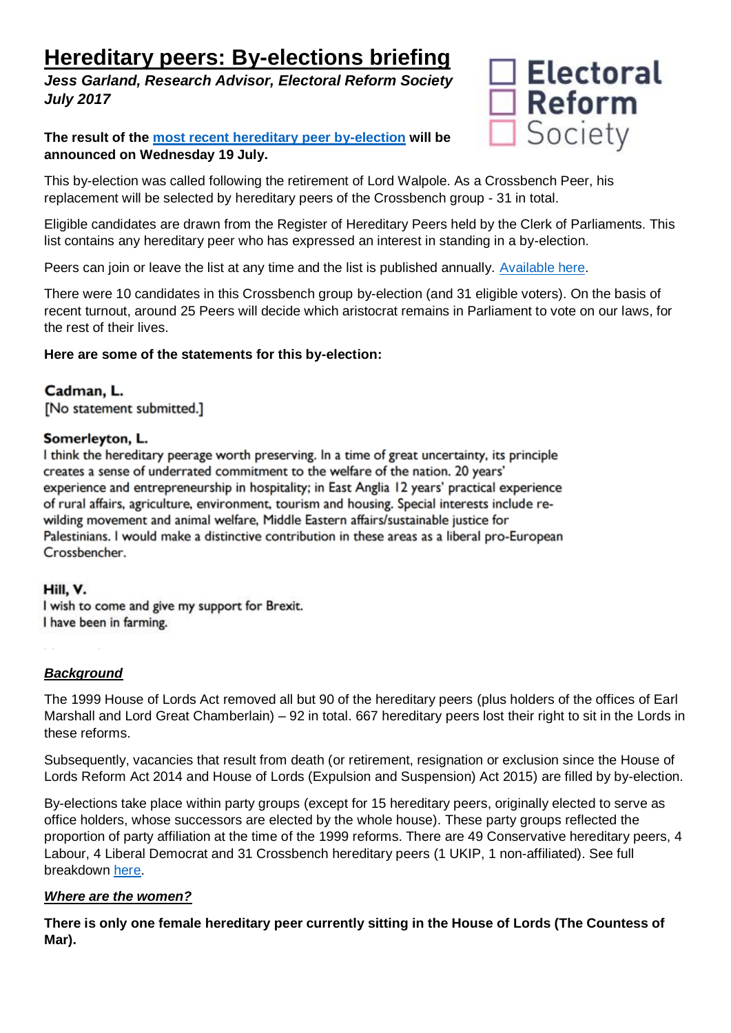# Hereditary peers: By-elections briefing

***Jess Garland, Research Advisor, Electoral Reform Society***
***July 2017***

Electoral Reform Society

**The result of the most recent hereditary peer by-election will be announced on Wednesday 19 July.**

This by-election was called following the retirement of Lord Walpole. As a Crossbench Peer, his replacement will be selected by hereditary peers of the Crossbench group - 31 in total.

Eligible candidates are drawn from the Register of Hereditary Peers held by the Clerk of Parliaments. This list contains any hereditary peer who has expressed an interest in standing in a by-election.

Peers can join or leave the list at any time and the list is published annually. Available here.

There were 10 candidates in this Crossbench group by-election (and 31 eligible voters). On the basis of recent turnout, around 25 Peers will decide which aristocrat remains in Parliament to vote on our laws, for the rest of their lives.

**Here are some of the statements for this by-election:**

**Cadman, L.**
[No statement submitted.]

**Somerleyton, L.**
I think the hereditary peerage worth preserving. In a time of great uncertainty, its principle creates a sense of underrated commitment to the welfare of the nation. 20 years' experience and entrepreneurship in hospitality; in East Anglia 12 years' practical experience of rural affairs, agriculture, environment, tourism and housing. Special interests include re-wilding movement and animal welfare, Middle Eastern affairs/sustainable justice for Palestinians. I would make a distinctive contribution in these areas as a liberal pro-European Crossbencher.

**Hill, V.**
I wish to come and give my support for Brexit.
I have been in farming.

### ***Background***

The 1999 House of Lords Act removed all but 90 of the hereditary peers (plus holders of the offices of Earl Marshall and Lord Great Chamberlain) – 92 in total. 667 hereditary peers lost their right to sit in the Lords in these reforms.

Subsequently, vacancies that result from death (or retirement, resignation or exclusion since the House of Lords Reform Act 2014 and House of Lords (Expulsion and Suspension) Act 2015) are filled by by-election.

By-elections take place within party groups (except for 15 hereditary peers, originally elected to serve as office holders, whose successors are elected by the whole house). These party groups reflected the proportion of party affiliation at the time of the 1999 reforms. There are 49 Conservative hereditary peers, 4 Labour, 4 Liberal Democrat and 31 Crossbench hereditary peers (1 UKIP, 1 non-affiliated). See full breakdown here.

### ***Where are the women?***

**There is only one female hereditary peer currently sitting in the House of Lords (The Countess of Mar).**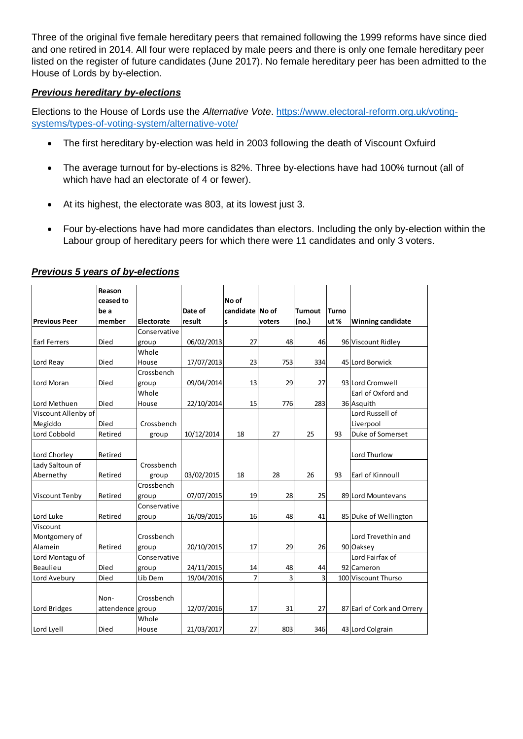Three of the original five female hereditary peers that remained following the 1999 reforms have since died and one retired in 2014. All four were replaced by male peers and there is only one female hereditary peer listed on the register of future candidates (June 2017). No female hereditary peer has been admitted to the House of Lords by by-election.

### ***Previous hereditary by-elections***

Elections to the House of Lords use the *Alternative Vote*. [https://www.electoral-reform.org.uk/voting-systems/types-of-voting-system/alternative-vote/](https://www.electoral-reform.org.uk/voting-systems/types-of-voting-system/alternative-vote/)

- The first hereditary by-election was held in 2003 following the death of Viscount Oxfuird
- The average turnout for by-elections is 82%. Three by-elections have had 100% turnout (all of which have had an electorate of 4 or fewer).
- At its highest, the electorate was 803, at its lowest just 3.
- Four by-elections have had more candidates than electors. Including the only by-election within the Labour group of hereditary peers for which there were 11 candidates and only 3 voters.

### ***Previous 5 years of by-elections***

| Previous Peer | Reason ceased to be a member | Electorate | Date of result | No of candidates | No of voters | Turnout (no.) | Turnout % | Winning candidate |
|---|---|---|---|---|---|---|---|---|
| Earl Ferrers | Died | Conservative group | 06/02/2013 | 27 | 48 | 46 | 96 | Viscount Ridley |
| Lord Reay | Died | Whole House | 17/07/2013 | 23 | 753 | 334 | 45 | Lord Borwick |
| Lord Moran | Died | Crossbench group | 09/04/2014 | 13 | 29 | 27 | 93 | Lord Cromwell |
| Lord Methuen | Died | Whole House | 22/10/2014 | 15 | 776 | 283 | 36 | Earl of Oxford and Asquith |
| Viscount Allenby of Megiddo | Died | Crossbench group | 10/12/2014 | 18 | 27 | 25 | 93 | Lord Russell of Liverpool |
| Lord Cobbold | Retired | | | | | | | Duke of Somerset |
| Lord Chorley | Retired | Crossbench group | 03/02/2015 | 18 | 28 | 26 | 93 | Lord Thurlow |
| Lady Saltoun of Abernethy | Retired | | | | | | | Earl of Kinnoull |
| Viscount Tenby | Retired | Crossbench group | 07/07/2015 | 19 | 28 | 25 | 89 | Lord Mountevans |
| Lord Luke | Retired | Conservative group | 16/09/2015 | 16 | 48 | 41 | 85 | Duke of Wellington |
| Viscount Montgomery of Alamein | Retired | Crossbench group | 20/10/2015 | 17 | 29 | 26 | 90 | Lord Trevethin and Oaksey |
| Lord Montagu of Beaulieu | Died | Conservative group | 24/11/2015 | 14 | 48 | 44 | 92 | Lord Fairfax of Cameron |
| Lord Avebury | Died | Lib Dem | 19/04/2016 | 7 | 3 | 3 | 100 | Viscount Thurso |
| Lord Bridges | Non-attendence | Crossbench group | 12/07/2016 | 17 | 31 | 27 | 87 | Earl of Cork and Orrery |
| Lord Lyell | Died | Whole House | 21/03/2017 | 27 | 803 | 346 | 43 | Lord Colgrain |